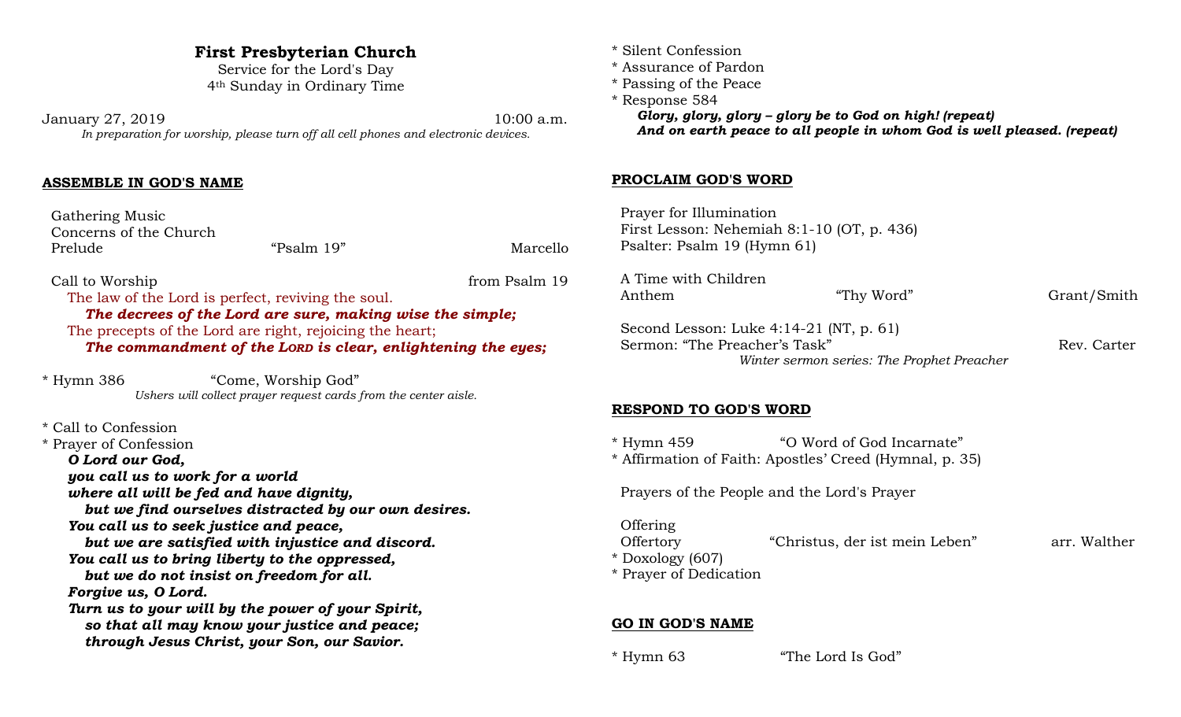# First Presbyterian Church

Service for the Lord's Day
4th Sunday in Ordinary Time

January 27, 2019 10:00 a.m.

*In preparation for worship, please turn off all cell phones and electronic devices.*

## ASSEMBLE IN GOD'S NAME

Gathering Music
Concerns of the Church
Prelude "Psalm 19" Marcello

Call to Worship from Psalm 19

The law of the Lord is perfect, reviving the soul.
***The decrees of the Lord are sure, making wise the simple;***
The precepts of the Lord are right, rejoicing the heart;
***The commandment of the LORD is clear, enlightening the eyes;***

* Hymn 386 "Come, Worship God"
*Ushers will collect prayer request cards from the center aisle.*

* Call to Confession
* Prayer of Confession

***O Lord our God,***
***you call us to work for a world***
***where all will be fed and have dignity,***
***but we find ourselves distracted by our own desires.***
***You call us to seek justice and peace,***
***but we are satisfied with injustice and discord.***
***You call us to bring liberty to the oppressed,***
***but we do not insist on freedom for all.***
***Forgive us, O Lord.***
***Turn us to your will by the power of your Spirit,***
***so that all may know your justice and peace;***
***through Jesus Christ, your Son, our Savior.***

* Silent Confession
* Assurance of Pardon
* Passing of the Peace
* Response 584

***Glory, glory, glory – glory be to God on high! (repeat)***
***And on earth peace to all people in whom God is well pleased. (repeat)***

## PROCLAIM GOD'S WORD

Prayer for Illumination
First Lesson: Nehemiah 8:1-10 (OT, p. 436)
Psalter: Psalm 19 (Hymn 61)

A Time with Children
Anthem "Thy Word" Grant/Smith

Second Lesson: Luke 4:14-21 (NT, p. 61)
Sermon: "The Preacher's Task" Rev. Carter
*Winter sermon series: The Prophet Preacher*

## RESPOND TO GOD'S WORD

* Hymn 459 "O Word of God Incarnate"
* Affirmation of Faith: Apostles' Creed (Hymnal, p. 35)

Prayers of the People and the Lord's Prayer

Offering
Offertory "Christus, der ist mein Leben" arr. Walther
* Doxology (607)
* Prayer of Dedication

## GO IN GOD'S NAME

* Hymn 63 "The Lord Is God"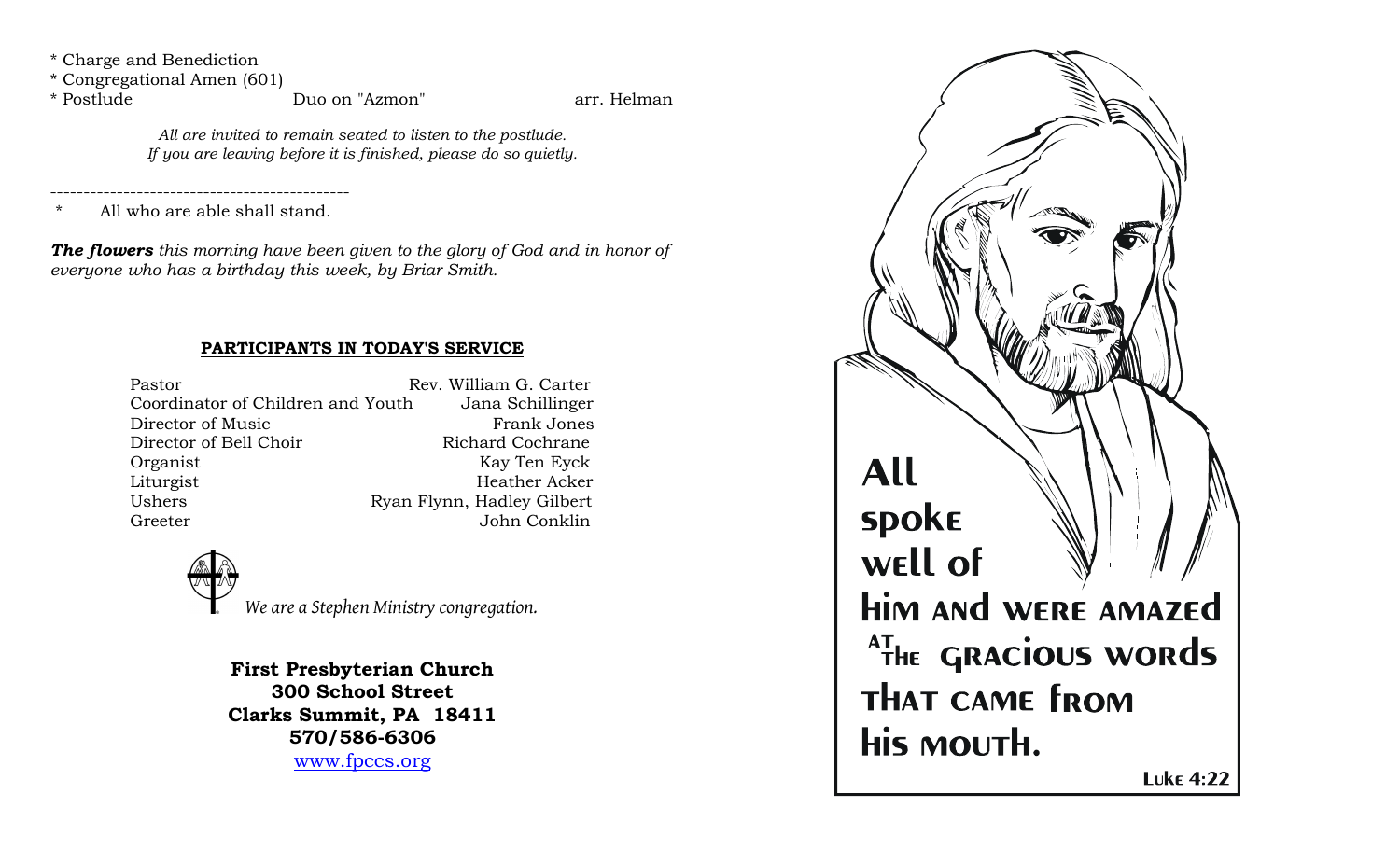* Charge and Benediction
* Congregational Amen (601)
* Postlude — Duo on "Azmon" — arr. Helman

*All are invited to remain seated to listen to the postlude.*
*If you are leaving before it is finished, please do so quietly.*

---

* All who are able shall stand.

***The flowers*** *this morning have been given to the glory of God and in honor of everyone who has a birthday this week, by Briar Smith.*

## PARTICIPANTS IN TODAY'S SERVICE

| | |
|---|---|
| Pastor | Rev. William G. Carter |
| Coordinator of Children and Youth | Jana Schillinger |
| Director of Music | Frank Jones |
| Director of Bell Choir | Richard Cochrane |
| Organist | Kay Ten Eyck |
| Liturgist | Heather Acker |
| Ushers | Ryan Flynn, Hadley Gilbert |
| Greeter | John Conklin |

*We are a Stephen Ministry congregation.*

**First Presbyterian Church**
**300 School Street**
**Clarks Summit, PA 18411**
**570/586-6306**
[www.fpccs.org](http://www.fpccs.org)

All spoke well of him and were amazed at the gracious words that came from his mouth.

Luke 4:22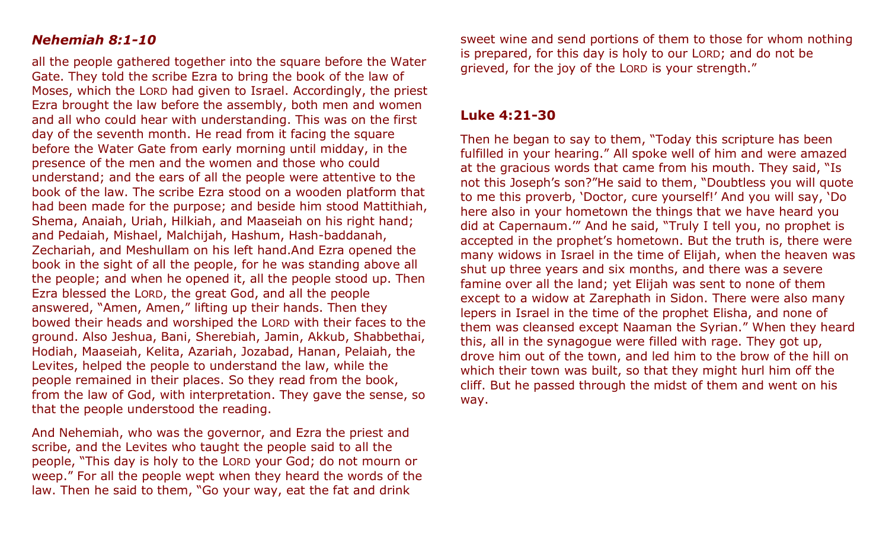### *Nehemiah 8:1-10*

all the people gathered together into the square before the Water Gate. They told the scribe Ezra to bring the book of the law of Moses, which the LORD had given to Israel. Accordingly, the priest Ezra brought the law before the assembly, both men and women and all who could hear with understanding. This was on the first day of the seventh month. He read from it facing the square before the Water Gate from early morning until midday, in the presence of the men and the women and those who could understand; and the ears of all the people were attentive to the book of the law. The scribe Ezra stood on a wooden platform that had been made for the purpose; and beside him stood Mattithiah, Shema, Anaiah, Uriah, Hilkiah, and Maaseiah on his right hand; and Pedaiah, Mishael, Malchijah, Hashum, Hash-baddanah, Zechariah, and Meshullam on his left hand.And Ezra opened the book in the sight of all the people, for he was standing above all the people; and when he opened it, all the people stood up. Then Ezra blessed the LORD, the great God, and all the people answered, "Amen, Amen," lifting up their hands. Then they bowed their heads and worshiped the LORD with their faces to the ground. Also Jeshua, Bani, Sherebiah, Jamin, Akkub, Shabbethai, Hodiah, Maaseiah, Kelita, Azariah, Jozabad, Hanan, Pelaiah, the Levites, helped the people to understand the law, while the people remained in their places. So they read from the book, from the law of God, with interpretation. They gave the sense, so that the people understood the reading.

And Nehemiah, who was the governor, and Ezra the priest and scribe, and the Levites who taught the people said to all the people, "This day is holy to the LORD your God; do not mourn or weep." For all the people wept when they heard the words of the law. Then he said to them, "Go your way, eat the fat and drink sweet wine and send portions of them to those for whom nothing is prepared, for this day is holy to our LORD; and do not be grieved, for the joy of the LORD is your strength."

### **Luke 4:21-30**

Then he began to say to them, "Today this scripture has been fulfilled in your hearing." All spoke well of him and were amazed at the gracious words that came from his mouth. They said, "Is not this Joseph's son?"He said to them, "Doubtless you will quote to me this proverb, 'Doctor, cure yourself!' And you will say, 'Do here also in your hometown the things that we have heard you did at Capernaum.'" And he said, "Truly I tell you, no prophet is accepted in the prophet's hometown. But the truth is, there were many widows in Israel in the time of Elijah, when the heaven was shut up three years and six months, and there was a severe famine over all the land; yet Elijah was sent to none of them except to a widow at Zarephath in Sidon. There were also many lepers in Israel in the time of the prophet Elisha, and none of them was cleansed except Naaman the Syrian." When they heard this, all in the synagogue were filled with rage. They got up, drove him out of the town, and led him to the brow of the hill on which their town was built, so that they might hurl him off the cliff. But he passed through the midst of them and went on his way.